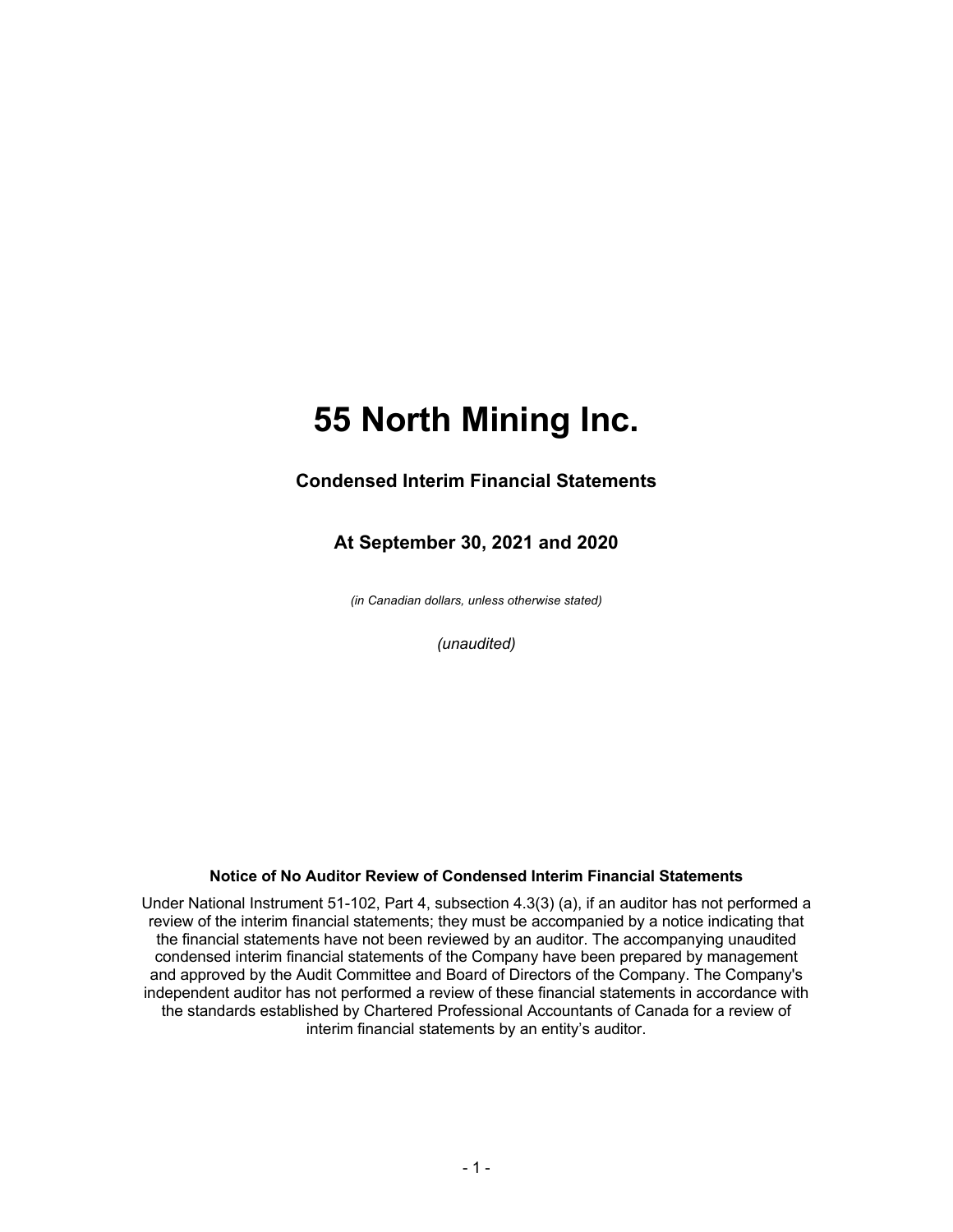# 55 North Mining Inc.

## Condensed Interim Financial Statements

## At September 30, 2021 and 2020

*(in Canadian dollars, unless otherwise stated)*

*(unaudited)*

**Notice of No Auditor Review of Condensed Interim Financial Statements**

Under National Instrument 51-102, Part 4, subsection 4.3(3) (a), if an auditor has not performed a review of the interim financial statements; they must be accompanied by a notice indicating that the financial statements have not been reviewed by an auditor. The accompanying unaudited condensed interim financial statements of the Company have been prepared by management and approved by the Audit Committee and Board of Directors of the Company. The Company's independent auditor has not performed a review of these financial statements in accordance with the standards established by Chartered Professional Accountants of Canada for a review of interim financial statements by an entity's auditor.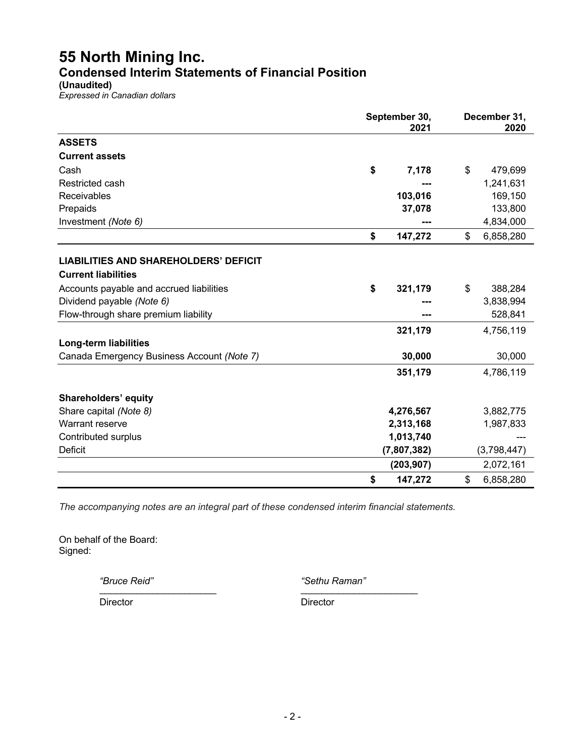# 55 North Mining Inc.

## Condensed Interim Statements of Financial Position

**(Unaudited)**

*Expressed in Canadian dollars*

| | September 30, 2021 | December 31, 2020 |
|---|---|---|
| **ASSETS** | | |
| **Current assets** | | |
| Cash | **$ 7,178** | $ 479,699 |
| Restricted cash | **---** | 1,241,631 |
| Receivables | **103,016** | 169,150 |
| Prepaids | **37,078** | 133,800 |
| Investment *(Note 6)* | **---** | 4,834,000 |
| | **$ 147,272** | $ 6,858,280 |
| **LIABILITIES AND SHAREHOLDERS' DEFICIT** | | |
| **Current liabilities** | | |
| Accounts payable and accrued liabilities | **$ 321,179** | $ 388,284 |
| Dividend payable *(Note 6)* | **---** | 3,838,994 |
| Flow-through share premium liability | **---** | 528,841 |
| | **321,179** | 4,756,119 |
| **Long-term liabilities** | | |
| Canada Emergency Business Account *(Note 7)* | **30,000** | 30,000 |
| | **351,179** | 4,786,119 |
| **Shareholders' equity** | | |
| Share capital *(Note 8)* | **4,276,567** | 3,882,775 |
| Warrant reserve | **2,313,168** | 1,987,833 |
| Contributed surplus | **1,013,740** | --- |
| Deficit | **(7,807,382)** | (3,798,447) |
| | **(203,907)** | 2,072,161 |
| | **$ 147,272** | $ 6,858,280 |

*The accompanying notes are an integral part of these condensed interim financial statements.*

On behalf of the Board:
Signed:

*"Bruce Reid"* — Director

*"Sethu Raman"* — Director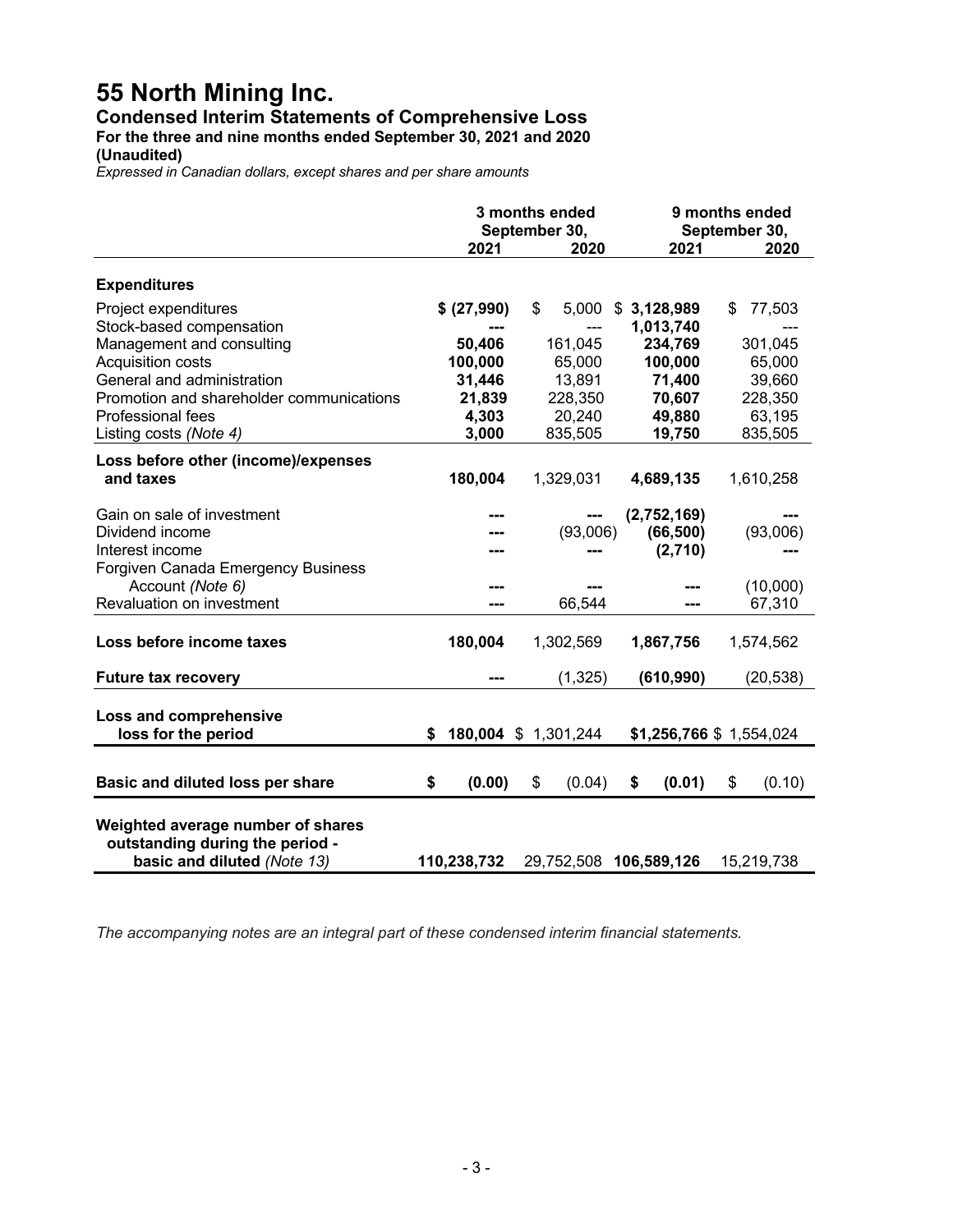# 55 North Mining Inc.

## Condensed Interim Statements of Comprehensive Loss

**For the three and nine months ended September 30, 2021 and 2020**

**(Unaudited)**

*Expressed in Canadian dollars, except shares and per share amounts*

| | 3 months ended September 30, | | 9 months ended September 30, | |
|---|---|---|---|---|
| | **2021** | **2020** | **2021** | **2020** |
| **Expenditures** | | | | |
| Project expenditures | **$ (27,990)** | $ 5,000 | **$ 3,128,989** | $ 77,503 |
| Stock-based compensation | **---** | --- | **1,013,740** | --- |
| Management and consulting | **50,406** | 161,045 | **234,769** | 301,045 |
| Acquisition costs | **100,000** | 65,000 | **100,000** | 65,000 |
| General and administration | **31,446** | 13,891 | **71,400** | 39,660 |
| Promotion and shareholder communications | **21,839** | 228,350 | **70,607** | 228,350 |
| Professional fees | **4,303** | 20,240 | **49,880** | 63,195 |
| Listing costs *(Note 4)* | **3,000** | 835,505 | **19,750** | 835,505 |
| **Loss before other (income)/expenses and taxes** | **180,004** | 1,329,031 | **4,689,135** | 1,610,258 |
| Gain on sale of investment | **---** | --- | **(2,752,169)** | --- |
| Dividend income | **---** | (93,006) | **(66,500)** | (93,006) |
| Interest income | **---** | --- | **(2,710)** | --- |
| Forgiven Canada Emergency Business Account *(Note 6)* | **---** | --- | **---** | (10,000) |
| Revaluation on investment | **---** | 66,544 | **---** | 67,310 |
| **Loss before income taxes** | **180,004** | 1,302,569 | **1,867,756** | 1,574,562 |
| **Future tax recovery** | **---** | (1,325) | **(610,990)** | (20,538) |
| **Loss and comprehensive loss for the period** | **$ 180,004** | $ 1,301,244 | **$1,256,766** | $ 1,554,024 |
| **Basic and diluted loss per share** | **$ (0.00)** | $ (0.04) | **$ (0.01)** | $ (0.10) |
| **Weighted average number of shares outstanding during the period - basic and diluted** *(Note 13)* | **110,238,732** | 29,752,508 | **106,589,126** | 15,219,738 |

*The accompanying notes are an integral part of these condensed interim financial statements.*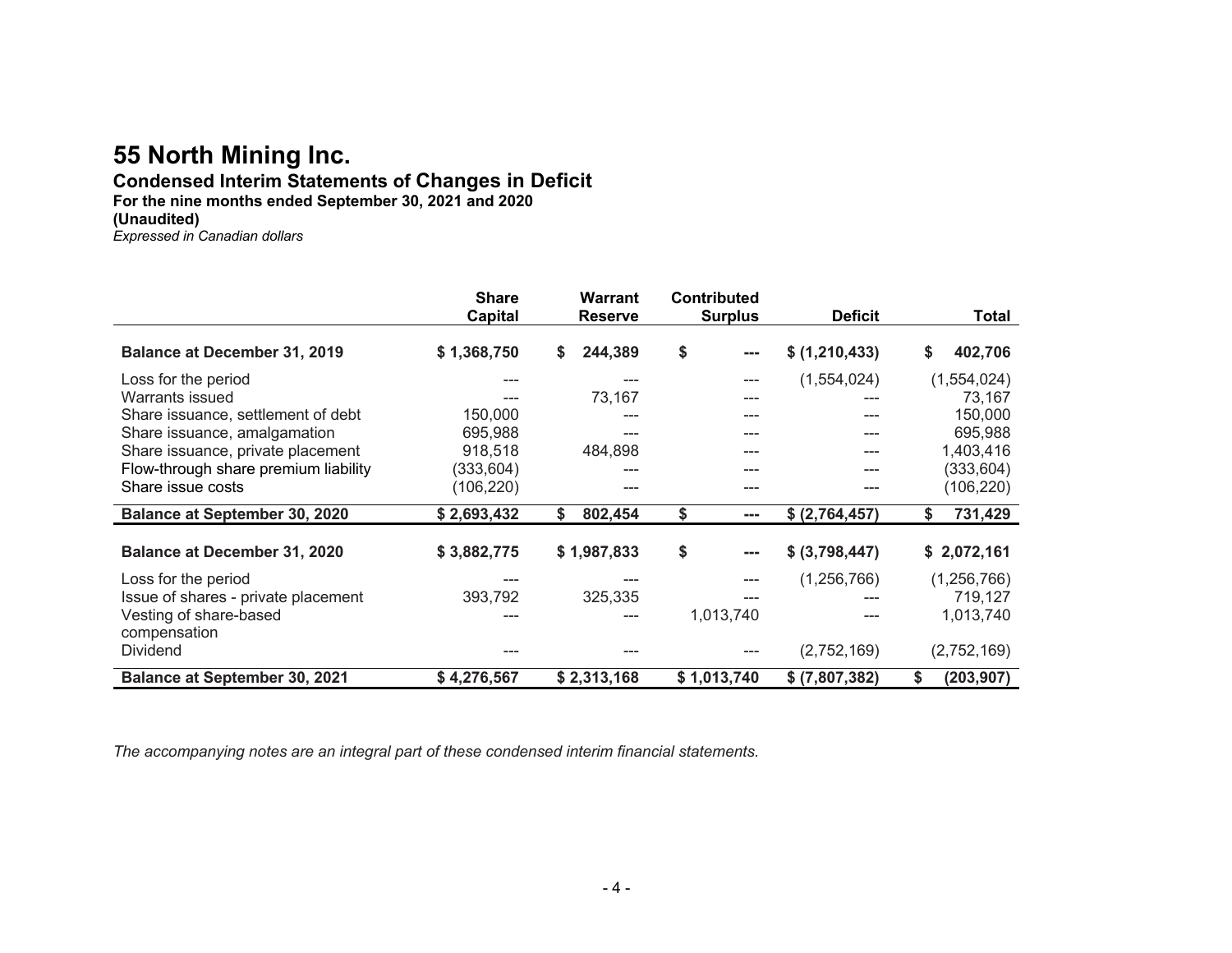# 55 North Mining Inc.

## Condensed Interim Statements of Changes in Deficit

**For the nine months ended September 30, 2021 and 2020**

**(Unaudited)**

*Expressed in Canadian dollars*

| | Share Capital | Warrant Reserve | Contributed Surplus | Deficit | Total |
|---|---|---|---|---|---|
| **Balance at December 31, 2019** | **$ 1,368,750** | **$ 244,389** | **$ ---** | **$ (1,210,433)** | **$ 402,706** |
| Loss for the period | --- | --- | --- | (1,554,024) | (1,554,024) |
| Warrants issued | --- | 73,167 | --- | --- | 73,167 |
| Share issuance, settlement of debt | 150,000 | --- | --- | --- | 150,000 |
| Share issuance, amalgamation | 695,988 | --- | --- | --- | 695,988 |
| Share issuance, private placement | 918,518 | 484,898 | --- | --- | 1,403,416 |
| Flow-through share premium liability | (333,604) | --- | --- | --- | (333,604) |
| Share issue costs | (106,220) | --- | --- | --- | (106,220) |
| **Balance at September 30, 2020** | **$ 2,693,432** | **$ 802,454** | **$ ---** | **$ (2,764,457)** | **$ 731,429** |
| **Balance at December 31, 2020** | **$ 3,882,775** | **$ 1,987,833** | **$ ---** | **$ (3,798,447)** | **$ 2,072,161** |
| Loss for the period | --- | --- | --- | (1,256,766) | (1,256,766) |
| Issue of shares - private placement | 393,792 | 325,335 | --- | --- | 719,127 |
| Vesting of share-based compensation | --- | --- | 1,013,740 | --- | 1,013,740 |
| Dividend | --- | --- | --- | (2,752,169) | (2,752,169) |
| **Balance at September 30, 2021** | **$ 4,276,567** | **$ 2,313,168** | **$ 1,013,740** | **$ (7,807,382)** | **$ (203,907)** |

*The accompanying notes are an integral part of these condensed interim financial statements.*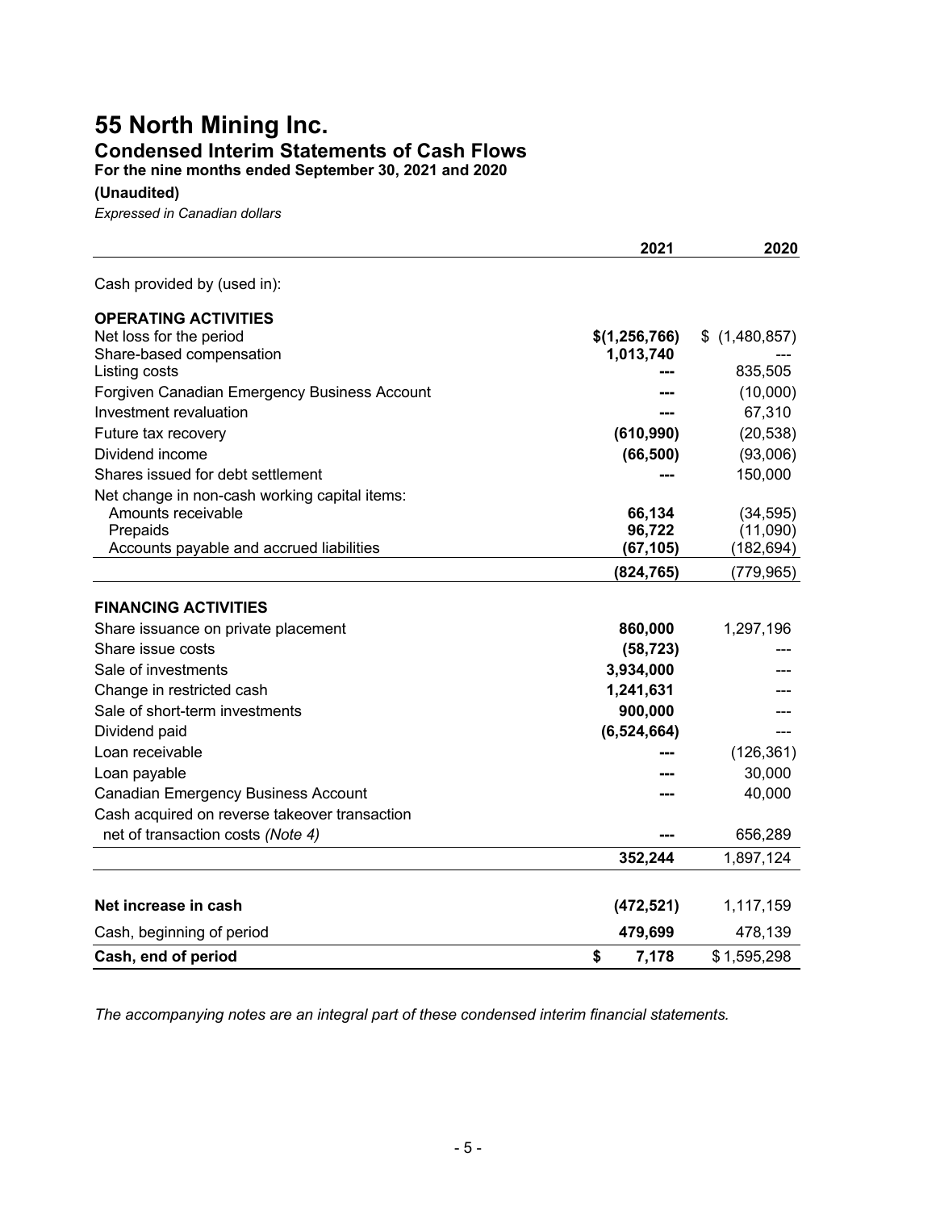# 55 North Mining Inc.

## Condensed Interim Statements of Cash Flows

**For the nine months ended September 30, 2021 and 2020**

**(Unaudited)**

*Expressed in Canadian dollars*

| | 2021 | 2020 |
|---|---|---|
| Cash provided by (used in): | | |
| **OPERATING ACTIVITIES** | | |
| Net loss for the period | **$(1,256,766)** | $ (1,480,857) |
| Share-based compensation | **1,013,740** | --- |
| Listing costs | **---** | 835,505 |
| Forgiven Canadian Emergency Business Account | **---** | (10,000) |
| Investment revaluation | **---** | 67,310 |
| Future tax recovery | **(610,990)** | (20,538) |
| Dividend income | **(66,500)** | (93,006) |
| Shares issued for debt settlement | **---** | 150,000 |
| Net change in non-cash working capital items: | | |
| Amounts receivable | **66,134** | (34,595) |
| Prepaids | **96,722** | (11,090) |
| Accounts payable and accrued liabilities | **(67,105)** | (182,694) |
| | **(824,765)** | (779,965) |
| **FINANCING ACTIVITIES** | | |
| Share issuance on private placement | **860,000** | 1,297,196 |
| Share issue costs | **(58,723)** | --- |
| Sale of investments | **3,934,000** | --- |
| Change in restricted cash | **1,241,631** | --- |
| Sale of short-term investments | **900,000** | --- |
| Dividend paid | **(6,524,664)** | --- |
| Loan receivable | **---** | (126,361) |
| Loan payable | **---** | 30,000 |
| Canadian Emergency Business Account | **---** | 40,000 |
| Cash acquired on reverse takeover transaction net of transaction costs *(Note 4)* | **---** | 656,289 |
| | **352,244** | 1,897,124 |
| **Net increase in cash** | **(472,521)** | 1,117,159 |
| Cash, beginning of period | **479,699** | 478,139 |
| **Cash, end of period** | **$ 7,178** | $ 1,595,298 |

*The accompanying notes are an integral part of these condensed interim financial statements.*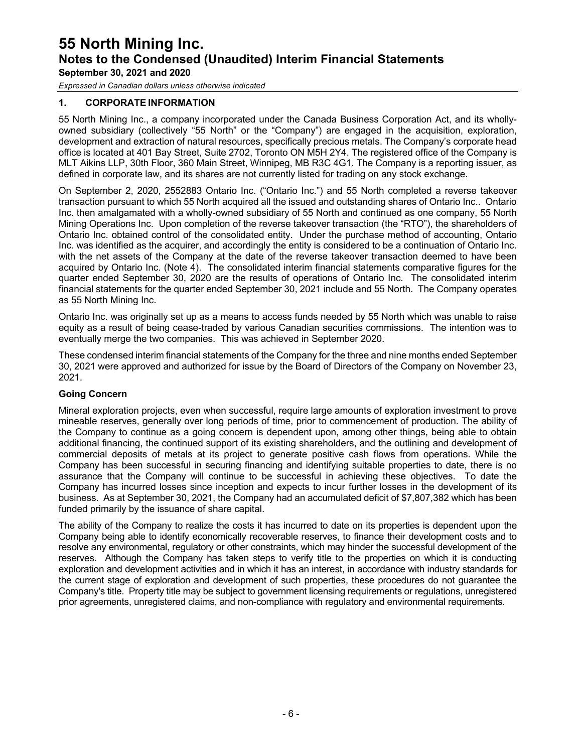## 1. CORPORATE INFORMATION

55 North Mining Inc., a company incorporated under the Canada Business Corporation Act, and its wholly-owned subsidiary (collectively "55 North" or the "Company") are engaged in the acquisition, exploration, development and extraction of natural resources, specifically precious metals. The Company's corporate head office is located at 401 Bay Street, Suite 2702, Toronto ON M5H 2Y4. The registered office of the Company is MLT Aikins LLP, 30th Floor, 360 Main Street, Winnipeg, MB R3C 4G1. The Company is a reporting issuer, as defined in corporate law, and its shares are not currently listed for trading on any stock exchange.

On September 2, 2020, 2552883 Ontario Inc. ("Ontario Inc.") and 55 North completed a reverse takeover transaction pursuant to which 55 North acquired all the issued and outstanding shares of Ontario Inc.. Ontario Inc. then amalgamated with a wholly-owned subsidiary of 55 North and continued as one company, 55 North Mining Operations Inc. Upon completion of the reverse takeover transaction (the "RTO"), the shareholders of Ontario Inc. obtained control of the consolidated entity. Under the purchase method of accounting, Ontario Inc. was identified as the acquirer, and accordingly the entity is considered to be a continuation of Ontario Inc. with the net assets of the Company at the date of the reverse takeover transaction deemed to have been acquired by Ontario Inc. (Note 4). The consolidated interim financial statements comparative figures for the quarter ended September 30, 2020 are the results of operations of Ontario Inc. The consolidated interim financial statements for the quarter ended September 30, 2021 include and 55 North. The Company operates as 55 North Mining Inc.

Ontario Inc. was originally set up as a means to access funds needed by 55 North which was unable to raise equity as a result of being cease-traded by various Canadian securities commissions. The intention was to eventually merge the two companies. This was achieved in September 2020.

These condensed interim financial statements of the Company for the three and nine months ended September 30, 2021 were approved and authorized for issue by the Board of Directors of the Company on November 23, 2021.

### Going Concern

Mineral exploration projects, even when successful, require large amounts of exploration investment to prove mineable reserves, generally over long periods of time, prior to commencement of production. The ability of the Company to continue as a going concern is dependent upon, among other things, being able to obtain additional financing, the continued support of its existing shareholders, and the outlining and development of commercial deposits of metals at its project to generate positive cash flows from operations. While the Company has been successful in securing financing and identifying suitable properties to date, there is no assurance that the Company will continue to be successful in achieving these objectives. To date the Company has incurred losses since inception and expects to incur further losses in the development of its business. As at September 30, 2021, the Company had an accumulated deficit of $7,807,382 which has been funded primarily by the issuance of share capital.

The ability of the Company to realize the costs it has incurred to date on its properties is dependent upon the Company being able to identify economically recoverable reserves, to finance their development costs and to resolve any environmental, regulatory or other constraints, which may hinder the successful development of the reserves. Although the Company has taken steps to verify title to the properties on which it is conducting exploration and development activities and in which it has an interest, in accordance with industry standards for the current stage of exploration and development of such properties, these procedures do not guarantee the Company's title. Property title may be subject to government licensing requirements or regulations, unregistered prior agreements, unregistered claims, and non-compliance with regulatory and environmental requirements.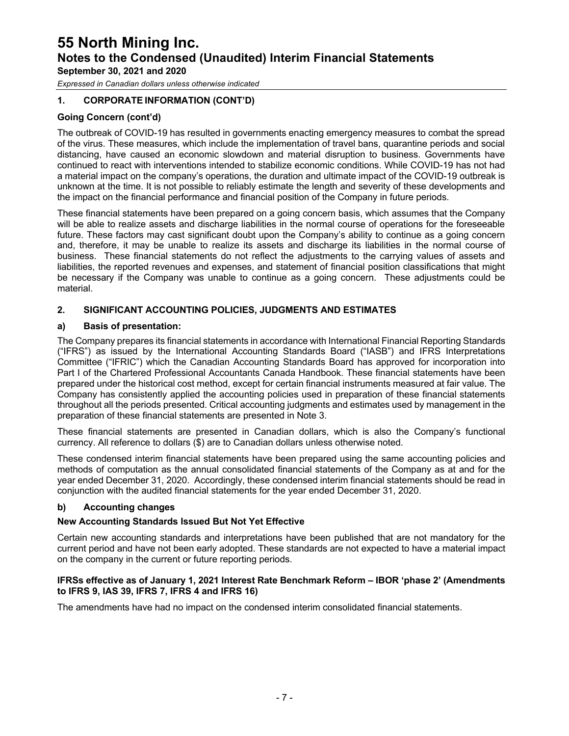## 1. CORPORATE INFORMATION (CONT'D)

### Going Concern (cont'd)

The outbreak of COVID-19 has resulted in governments enacting emergency measures to combat the spread of the virus. These measures, which include the implementation of travel bans, quarantine periods and social distancing, have caused an economic slowdown and material disruption to business. Governments have continued to react with interventions intended to stabilize economic conditions. While COVID-19 has not had a material impact on the company's operations, the duration and ultimate impact of the COVID-19 outbreak is unknown at the time. It is not possible to reliably estimate the length and severity of these developments and the impact on the financial performance and financial position of the Company in future periods.

These financial statements have been prepared on a going concern basis, which assumes that the Company will be able to realize assets and discharge liabilities in the normal course of operations for the foreseeable future. These factors may cast significant doubt upon the Company's ability to continue as a going concern and, therefore, it may be unable to realize its assets and discharge its liabilities in the normal course of business. These financial statements do not reflect the adjustments to the carrying values of assets and liabilities, the reported revenues and expenses, and statement of financial position classifications that might be necessary if the Company was unable to continue as a going concern. These adjustments could be material.

## 2. SIGNIFICANT ACCOUNTING POLICIES, JUDGMENTS AND ESTIMATES

### a) Basis of presentation:

The Company prepares its financial statements in accordance with International Financial Reporting Standards ("IFRS") as issued by the International Accounting Standards Board ("IASB") and IFRS Interpretations Committee ("IFRIC") which the Canadian Accounting Standards Board has approved for incorporation into Part I of the Chartered Professional Accountants Canada Handbook. These financial statements have been prepared under the historical cost method, except for certain financial instruments measured at fair value. The Company has consistently applied the accounting policies used in preparation of these financial statements throughout all the periods presented. Critical accounting judgments and estimates used by management in the preparation of these financial statements are presented in Note 3.

These financial statements are presented in Canadian dollars, which is also the Company's functional currency. All reference to dollars ($) are to Canadian dollars unless otherwise noted.

These condensed interim financial statements have been prepared using the same accounting policies and methods of computation as the annual consolidated financial statements of the Company as at and for the year ended December 31, 2020. Accordingly, these condensed interim financial statements should be read in conjunction with the audited financial statements for the year ended December 31, 2020.

### b) Accounting changes

**New Accounting Standards Issued But Not Yet Effective**

Certain new accounting standards and interpretations have been published that are not mandatory for the current period and have not been early adopted. These standards are not expected to have a material impact on the company in the current or future reporting periods.

**IFRSs effective as of January 1, 2021 Interest Rate Benchmark Reform – IBOR 'phase 2' (Amendments to IFRS 9, IAS 39, IFRS 7, IFRS 4 and IFRS 16)**

The amendments have had no impact on the condensed interim consolidated financial statements.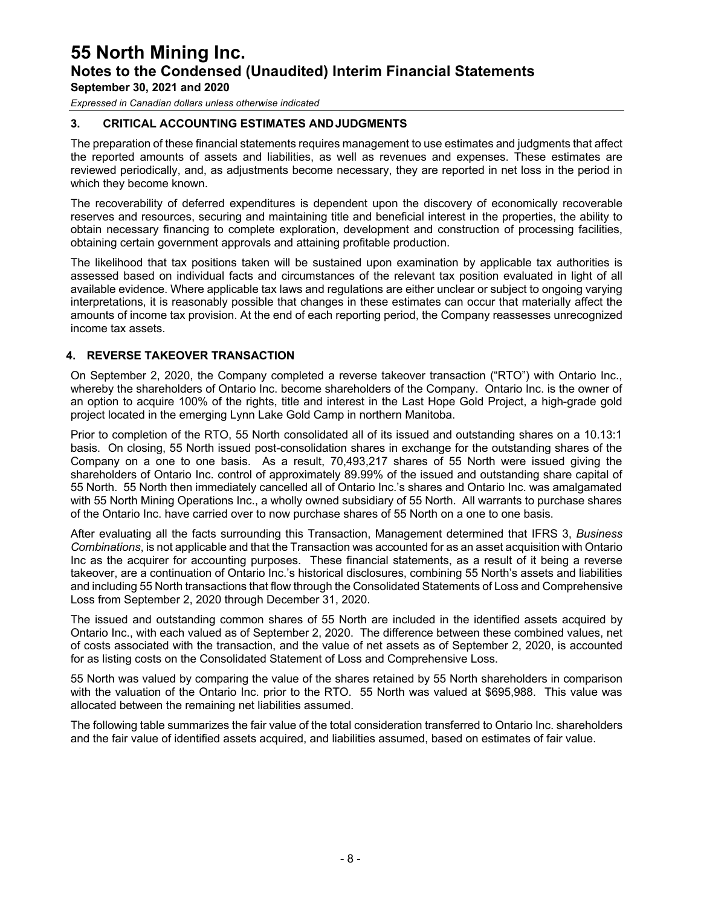## 3. CRITICAL ACCOUNTING ESTIMATES AND JUDGMENTS

The preparation of these financial statements requires management to use estimates and judgments that affect the reported amounts of assets and liabilities, as well as revenues and expenses. These estimates are reviewed periodically, and, as adjustments become necessary, they are reported in net loss in the period in which they become known.

The recoverability of deferred expenditures is dependent upon the discovery of economically recoverable reserves and resources, securing and maintaining title and beneficial interest in the properties, the ability to obtain necessary financing to complete exploration, development and construction of processing facilities, obtaining certain government approvals and attaining profitable production.

The likelihood that tax positions taken will be sustained upon examination by applicable tax authorities is assessed based on individual facts and circumstances of the relevant tax position evaluated in light of all available evidence. Where applicable tax laws and regulations are either unclear or subject to ongoing varying interpretations, it is reasonably possible that changes in these estimates can occur that materially affect the amounts of income tax provision. At the end of each reporting period, the Company reassesses unrecognized income tax assets.

## 4. REVERSE TAKEOVER TRANSACTION

On September 2, 2020, the Company completed a reverse takeover transaction ("RTO") with Ontario Inc., whereby the shareholders of Ontario Inc. become shareholders of the Company. Ontario Inc. is the owner of an option to acquire 100% of the rights, title and interest in the Last Hope Gold Project, a high-grade gold project located in the emerging Lynn Lake Gold Camp in northern Manitoba.

Prior to completion of the RTO, 55 North consolidated all of its issued and outstanding shares on a 10.13:1 basis. On closing, 55 North issued post-consolidation shares in exchange for the outstanding shares of the Company on a one to one basis. As a result, 70,493,217 shares of 55 North were issued giving the shareholders of Ontario Inc. control of approximately 89.99% of the issued and outstanding share capital of 55 North. 55 North then immediately cancelled all of Ontario Inc.'s shares and Ontario Inc. was amalgamated with 55 North Mining Operations Inc., a wholly owned subsidiary of 55 North. All warrants to purchase shares of the Ontario Inc. have carried over to now purchase shares of 55 North on a one to one basis.

After evaluating all the facts surrounding this Transaction, Management determined that IFRS 3, *Business Combinations*, is not applicable and that the Transaction was accounted for as an asset acquisition with Ontario Inc as the acquirer for accounting purposes. These financial statements, as a result of it being a reverse takeover, are a continuation of Ontario Inc.'s historical disclosures, combining 55 North's assets and liabilities and including 55 North transactions that flow through the Consolidated Statements of Loss and Comprehensive Loss from September 2, 2020 through December 31, 2020.

The issued and outstanding common shares of 55 North are included in the identified assets acquired by Ontario Inc., with each valued as of September 2, 2020. The difference between these combined values, net of costs associated with the transaction, and the value of net assets as of September 2, 2020, is accounted for as listing costs on the Consolidated Statement of Loss and Comprehensive Loss.

55 North was valued by comparing the value of the shares retained by 55 North shareholders in comparison with the valuation of the Ontario Inc. prior to the RTO. 55 North was valued at $695,988. This value was allocated between the remaining net liabilities assumed.

The following table summarizes the fair value of the total consideration transferred to Ontario Inc. shareholders and the fair value of identified assets acquired, and liabilities assumed, based on estimates of fair value.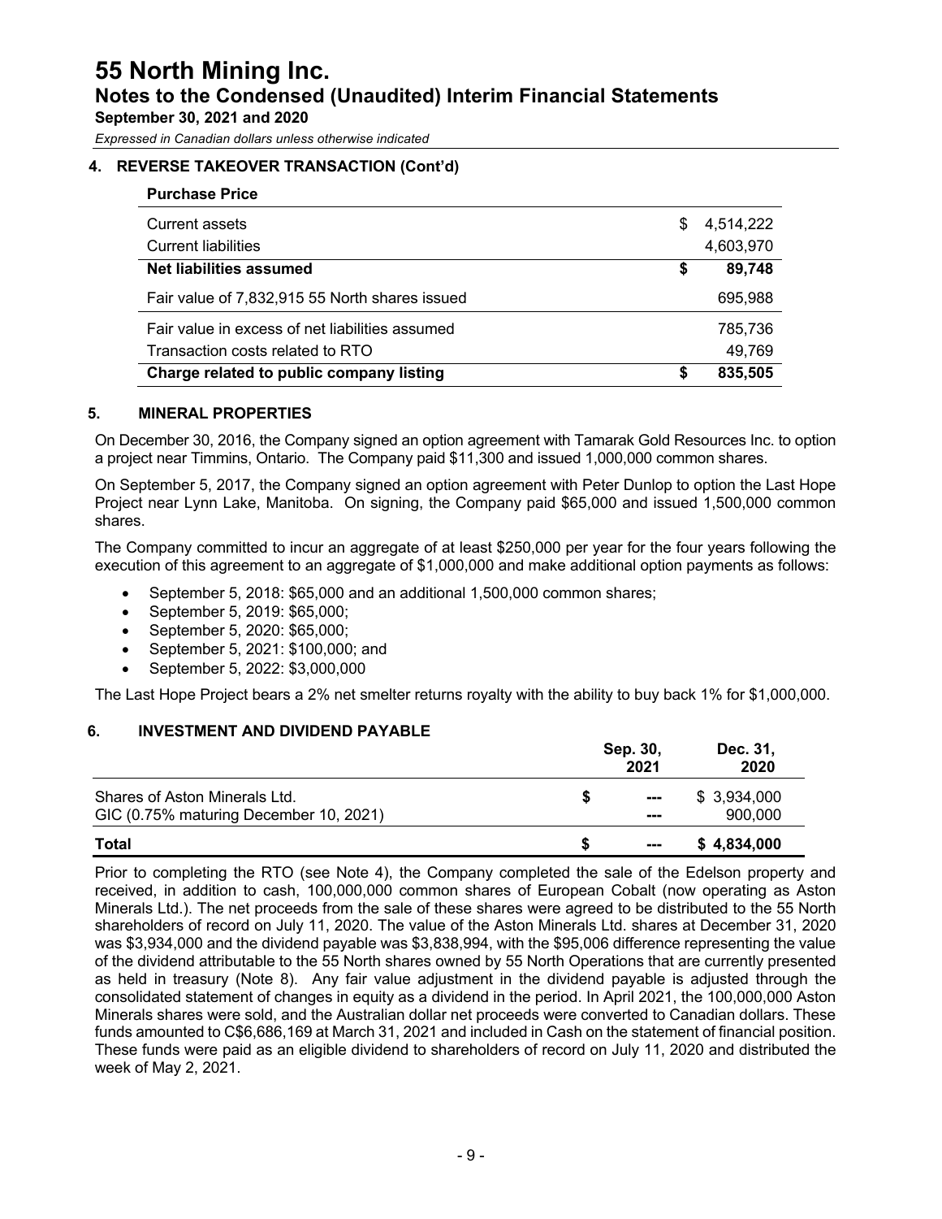## 4. REVERSE TAKEOVER TRANSACTION (Cont'd)

**Purchase Price**

| | | |
|---|---|---|
| Current assets | $ | 4,514,222 |
| Current liabilities | | 4,603,970 |
| **Net liabilities assumed** | **$** | **89,748** |
| Fair value of 7,832,915 55 North shares issued | | 695,988 |
| Fair value in excess of net liabilities assumed | | 785,736 |
| Transaction costs related to RTO | | 49,769 |
| **Charge related to public company listing** | **$** | **835,505** |

## 5. MINERAL PROPERTIES

On December 30, 2016, the Company signed an option agreement with Tamarak Gold Resources Inc. to option a project near Timmins, Ontario. The Company paid $11,300 and issued 1,000,000 common shares.

On September 5, 2017, the Company signed an option agreement with Peter Dunlop to option the Last Hope Project near Lynn Lake, Manitoba. On signing, the Company paid $65,000 and issued 1,500,000 common shares.

The Company committed to incur an aggregate of at least $250,000 per year for the four years following the execution of this agreement to an aggregate of $1,000,000 and make additional option payments as follows:

- September 5, 2018: $65,000 and an additional 1,500,000 common shares;
- September 5, 2019: $65,000;
- September 5, 2020: $65,000;
- September 5, 2021: $100,000; and
- September 5, 2022: $3,000,000

The Last Hope Project bears a 2% net smelter returns royalty with the ability to buy back 1% for $1,000,000.

## 6. INVESTMENT AND DIVIDEND PAYABLE

| | | Sep. 30, 2021 | Dec. 31, 2020 |
|---|---|---|---|
| Shares of Aston Minerals Ltd. | $ | --- | $ 3,934,000 |
| GIC (0.75% maturing December 10, 2021) | | --- | 900,000 |
| **Total** | **$** | **---** | **$ 4,834,000** |

Prior to completing the RTO (see Note 4), the Company completed the sale of the Edelson property and received, in addition to cash, 100,000,000 common shares of European Cobalt (now operating as Aston Minerals Ltd.). The net proceeds from the sale of these shares were agreed to be distributed to the 55 North shareholders of record on July 11, 2020. The value of the Aston Minerals Ltd. shares at December 31, 2020 was $3,934,000 and the dividend payable was $3,838,994, with the $95,006 difference representing the value of the dividend attributable to the 55 North shares owned by 55 North Operations that are currently presented as held in treasury (Note 8). Any fair value adjustment in the dividend payable is adjusted through the consolidated statement of changes in equity as a dividend in the period. In April 2021, the 100,000,000 Aston Minerals shares were sold, and the Australian dollar net proceeds were converted to Canadian dollars. These funds amounted to C$6,686,169 at March 31, 2021 and included in Cash on the statement of financial position. These funds were paid as an eligible dividend to shareholders of record on July 11, 2020 and distributed the week of May 2, 2021.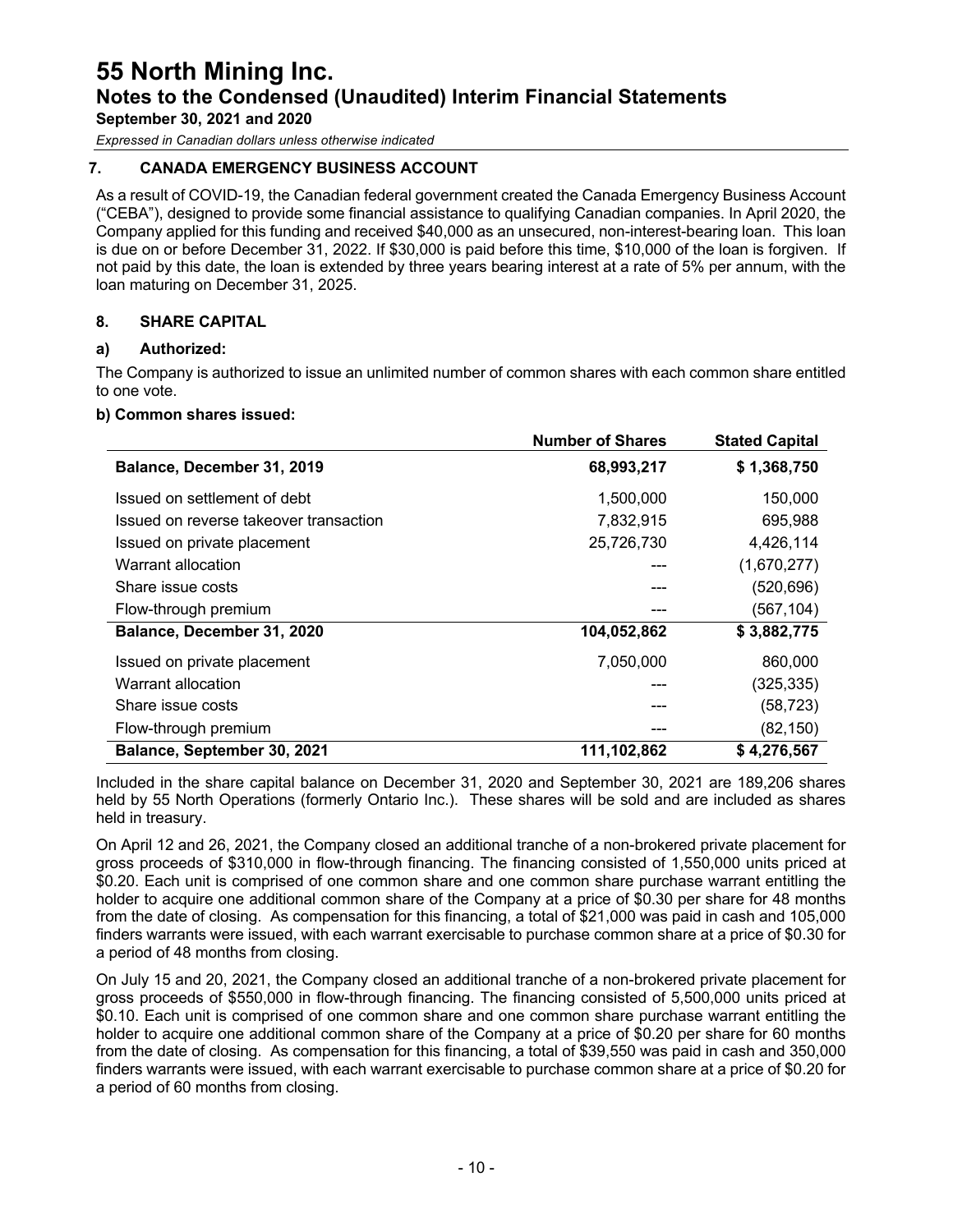### 7. CANADA EMERGENCY BUSINESS ACCOUNT

As a result of COVID-19, the Canadian federal government created the Canada Emergency Business Account ("CEBA"), designed to provide some financial assistance to qualifying Canadian companies. In April 2020, the Company applied for this funding and received $40,000 as an unsecured, non-interest-bearing loan. This loan is due on or before December 31, 2022. If $30,000 is paid before this time, $10,000 of the loan is forgiven. If not paid by this date, the loan is extended by three years bearing interest at a rate of 5% per annum, with the loan maturing on December 31, 2025.

### 8. SHARE CAPITAL

**a) Authorized:**

The Company is authorized to issue an unlimited number of common shares with each common share entitled to one vote.

**b) Common shares issued:**

| | Number of Shares | Stated Capital |
|---|---|---|
| **Balance, December 31, 2019** | **68,993,217** | **$ 1,368,750** |
| Issued on settlement of debt | 1,500,000 | 150,000 |
| Issued on reverse takeover transaction | 7,832,915 | 695,988 |
| Issued on private placement | 25,726,730 | 4,426,114 |
| Warrant allocation | --- | (1,670,277) |
| Share issue costs | --- | (520,696) |
| Flow-through premium | --- | (567,104) |
| **Balance, December 31, 2020** | **104,052,862** | **$ 3,882,775** |
| Issued on private placement | 7,050,000 | 860,000 |
| Warrant allocation | --- | (325,335) |
| Share issue costs | --- | (58,723) |
| Flow-through premium | --- | (82,150) |
| **Balance, September 30, 2021** | **111,102,862** | **$ 4,276,567** |

Included in the share capital balance on December 31, 2020 and September 30, 2021 are 189,206 shares held by 55 North Operations (formerly Ontario Inc.). These shares will be sold and are included as shares held in treasury.

On April 12 and 26, 2021, the Company closed an additional tranche of a non-brokered private placement for gross proceeds of $310,000 in flow-through financing. The financing consisted of 1,550,000 units priced at $0.20. Each unit is comprised of one common share and one common share purchase warrant entitling the holder to acquire one additional common share of the Company at a price of $0.30 per share for 48 months from the date of closing. As compensation for this financing, a total of $21,000 was paid in cash and 105,000 finders warrants were issued, with each warrant exercisable to purchase common share at a price of $0.30 for a period of 48 months from closing.

On July 15 and 20, 2021, the Company closed an additional tranche of a non-brokered private placement for gross proceeds of $550,000 in flow-through financing. The financing consisted of 5,500,000 units priced at $0.10. Each unit is comprised of one common share and one common share purchase warrant entitling the holder to acquire one additional common share of the Company at a price of $0.20 per share for 60 months from the date of closing. As compensation for this financing, a total of $39,550 was paid in cash and 350,000 finders warrants were issued, with each warrant exercisable to purchase common share at a price of $0.20 for a period of 60 months from closing.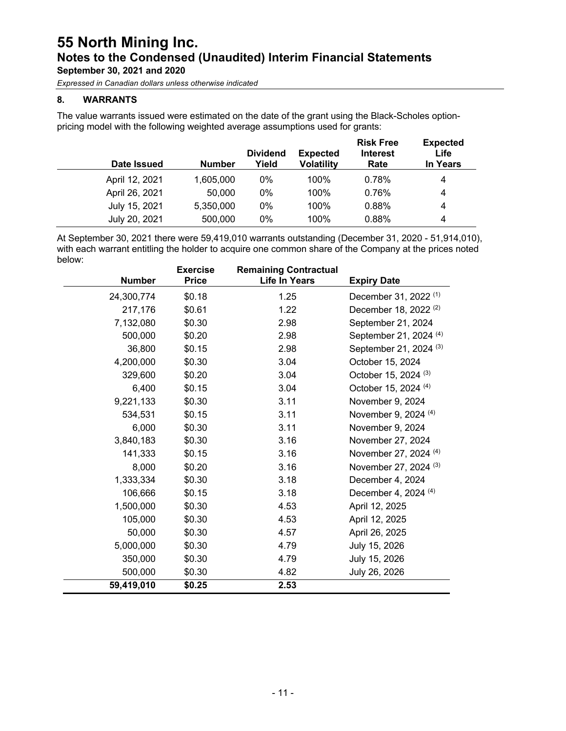## 8. WARRANTS

The value warrants issued were estimated on the date of the grant using the Black-Scholes option-pricing model with the following weighted average assumptions used for grants:

| Date Issued | Number | Dividend Yield | Expected Volatility | Risk Free Interest Rate | Expected Life In Years |
|---|---|---|---|---|---|
| April 12, 2021 | 1,605,000 | 0% | 100% | 0.78% | 4 |
| April 26, 2021 | 50,000 | 0% | 100% | 0.76% | 4 |
| July 15, 2021 | 5,350,000 | 0% | 100% | 0.88% | 4 |
| July 20, 2021 | 500,000 | 0% | 100% | 0.88% | 4 |

At September 30, 2021 there were 59,419,010 warrants outstanding (December 31, 2020 - 51,914,010), with each warrant entitling the holder to acquire one common share of the Company at the prices noted below:

| Number | Exercise Price | Remaining Contractual Life In Years | Expiry Date |
|---|---|---|---|
| 24,300,774 | $0.18 | 1.25 | December 31, 2022 (1) |
| 217,176 | $0.61 | 1.22 | December 18, 2022 (2) |
| 7,132,080 | $0.30 | 2.98 | September 21, 2024 |
| 500,000 | $0.20 | 2.98 | September 21, 2024 (4) |
| 36,800 | $0.15 | 2.98 | September 21, 2024 (3) |
| 4,200,000 | $0.30 | 3.04 | October 15, 2024 |
| 329,600 | $0.20 | 3.04 | October 15, 2024 (3) |
| 6,400 | $0.15 | 3.04 | October 15, 2024 (4) |
| 9,221,133 | $0.30 | 3.11 | November 9, 2024 |
| 534,531 | $0.15 | 3.11 | November 9, 2024 (4) |
| 6,000 | $0.30 | 3.11 | November 9, 2024 |
| 3,840,183 | $0.30 | 3.16 | November 27, 2024 |
| 141,333 | $0.15 | 3.16 | November 27, 2024 (4) |
| 8,000 | $0.20 | 3.16 | November 27, 2024 (3) |
| 1,333,334 | $0.30 | 3.18 | December 4, 2024 |
| 106,666 | $0.15 | 3.18 | December 4, 2024 (4) |
| 1,500,000 | $0.30 | 4.53 | April 12, 2025 |
| 105,000 | $0.30 | 4.53 | April 12, 2025 |
| 50,000 | $0.30 | 4.57 | April 26, 2025 |
| 5,000,000 | $0.30 | 4.79 | July 15, 2026 |
| 350,000 | $0.30 | 4.79 | July 15, 2026 |
| 500,000 | $0.30 | 4.82 | July 26, 2026 |
| **59,419,010** | **$0.25** | **2.53** | |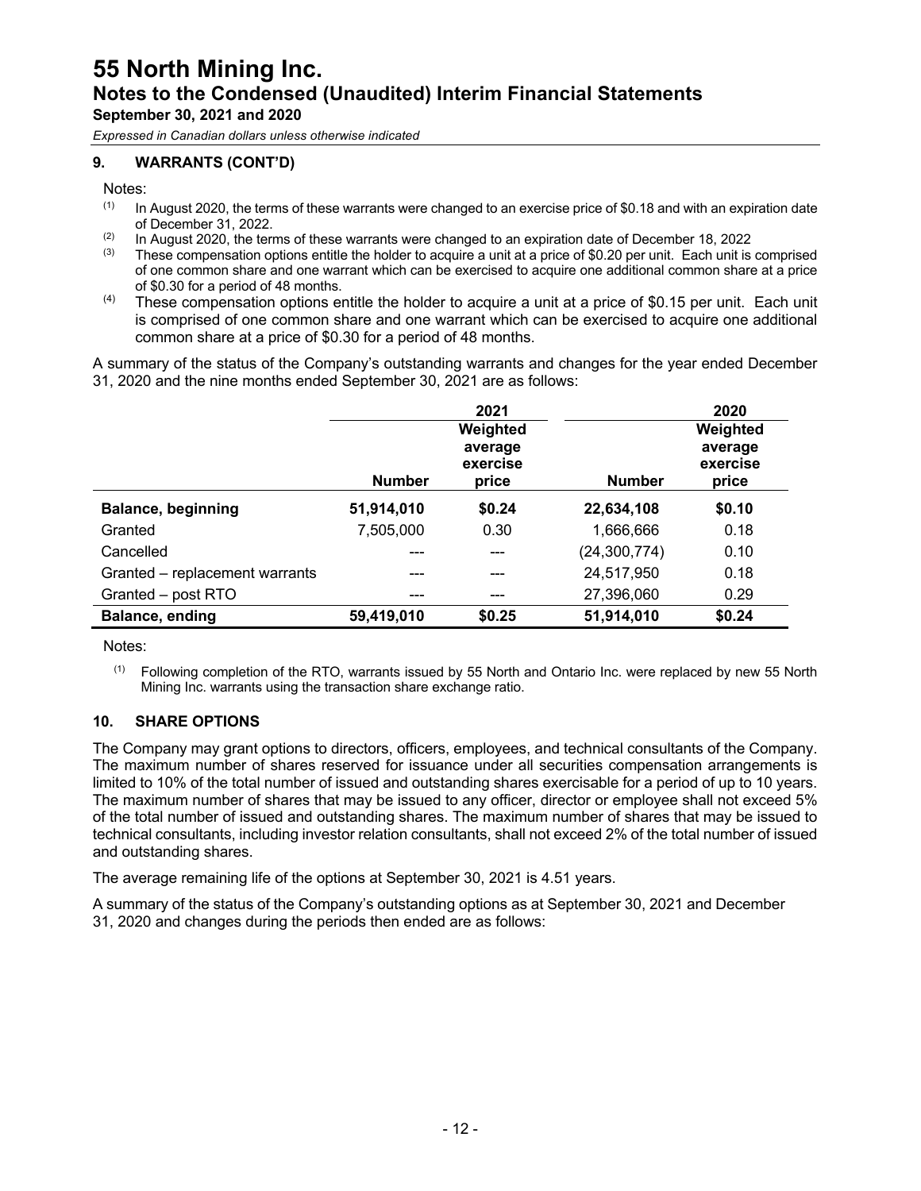## 9. WARRANTS (CONT'D)

Notes:

(1) In August 2020, the terms of these warrants were changed to an exercise price of $0.18 and with an expiration date of December 31, 2022.

(2) In August 2020, the terms of these warrants were changed to an expiration date of December 18, 2022

(3) These compensation options entitle the holder to acquire a unit at a price of $0.20 per unit. Each unit is comprised of one common share and one warrant which can be exercised to acquire one additional common share at a price of $0.30 for a period of 48 months.

(4) These compensation options entitle the holder to acquire a unit at a price of $0.15 per unit. Each unit is comprised of one common share and one warrant which can be exercised to acquire one additional common share at a price of $0.30 for a period of 48 months.

A summary of the status of the Company's outstanding warrants and changes for the year ended December 31, 2020 and the nine months ended September 30, 2021 are as follows:

| | 2021 | | 2020 | |
|---|---|---|---|---|
| | Number | Weighted average exercise price | Number | Weighted average exercise price |
| **Balance, beginning** | **51,914,010** | **$0.24** | **22,634,108** | **$0.10** |
| Granted | 7,505,000 | 0.30 | 1,666,666 | 0.18 |
| Cancelled | --- | --- | (24,300,774) | 0.10 |
| Granted – replacement warrants | --- | --- | 24,517,950 | 0.18 |
| Granted – post RTO | --- | --- | 27,396,060 | 0.29 |
| **Balance, ending** | **59,419,010** | **$0.25** | **51,914,010** | **$0.24** |

Notes:

(1) Following completion of the RTO, warrants issued by 55 North and Ontario Inc. were replaced by new 55 North Mining Inc. warrants using the transaction share exchange ratio.

## 10. SHARE OPTIONS

The Company may grant options to directors, officers, employees, and technical consultants of the Company. The maximum number of shares reserved for issuance under all securities compensation arrangements is limited to 10% of the total number of issued and outstanding shares exercisable for a period of up to 10 years. The maximum number of shares that may be issued to any officer, director or employee shall not exceed 5% of the total number of issued and outstanding shares. The maximum number of shares that may be issued to technical consultants, including investor relation consultants, shall not exceed 2% of the total number of issued and outstanding shares.

The average remaining life of the options at September 30, 2021 is 4.51 years.

A summary of the status of the Company's outstanding options as at September 30, 2021 and December 31, 2020 and changes during the periods then ended are as follows: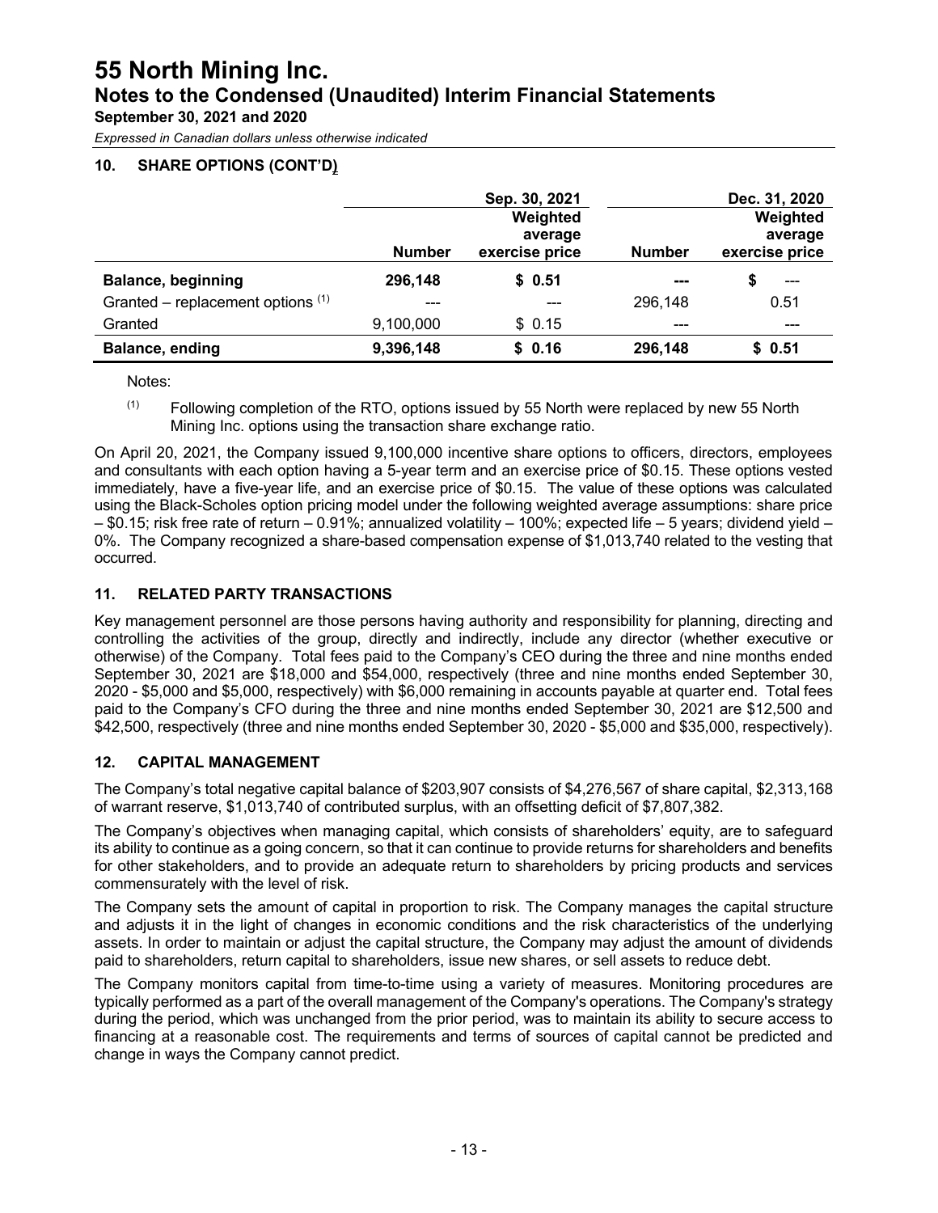## 10. SHARE OPTIONS (CONT'D)

| | Sep. 30, 2021 | | Dec. 31, 2020 | |
|---|---|---|---|---|
| | **Number** | **Weighted average exercise price** | **Number** | **Weighted average exercise price** |
| **Balance, beginning** | **296,148** | **$ 0.51** | **---** | **$ ---** |
| Granted – replacement options [(1)] | --- | --- | 296,148 | 0.51 |
| Granted | 9,100,000 | $ 0.15 | --- | --- |
| **Balance, ending** | **9,396,148** | **$ 0.16** | **296,148** | **$ 0.51** |

Notes:

(1) Following completion of the RTO, options issued by 55 North were replaced by new 55 North Mining Inc. options using the transaction share exchange ratio.

On April 20, 2021, the Company issued 9,100,000 incentive share options to officers, directors, employees and consultants with each option having a 5-year term and an exercise price of $0.15. These options vested immediately, have a five-year life, and an exercise price of $0.15. The value of these options was calculated using the Black-Scholes option pricing model under the following weighted average assumptions: share price – $0.15; risk free rate of return – 0.91%; annualized volatility – 100%; expected life – 5 years; dividend yield – 0%. The Company recognized a share-based compensation expense of $1,013,740 related to the vesting that occurred.

## 11. RELATED PARTY TRANSACTIONS

Key management personnel are those persons having authority and responsibility for planning, directing and controlling the activities of the group, directly and indirectly, include any director (whether executive or otherwise) of the Company. Total fees paid to the Company's CEO during the three and nine months ended September 30, 2021 are $18,000 and $54,000, respectively (three and nine months ended September 30, 2020 - $5,000 and $5,000, respectively) with $6,000 remaining in accounts payable at quarter end. Total fees paid to the Company's CFO during the three and nine months ended September 30, 2021 are $12,500 and $42,500, respectively (three and nine months ended September 30, 2020 - $5,000 and $35,000, respectively).

## 12. CAPITAL MANAGEMENT

The Company's total negative capital balance of $203,907 consists of $4,276,567 of share capital, $2,313,168 of warrant reserve, $1,013,740 of contributed surplus, with an offsetting deficit of $7,807,382.

The Company's objectives when managing capital, which consists of shareholders' equity, are to safeguard its ability to continue as a going concern, so that it can continue to provide returns for shareholders and benefits for other stakeholders, and to provide an adequate return to shareholders by pricing products and services commensurately with the level of risk.

The Company sets the amount of capital in proportion to risk. The Company manages the capital structure and adjusts it in the light of changes in economic conditions and the risk characteristics of the underlying assets. In order to maintain or adjust the capital structure, the Company may adjust the amount of dividends paid to shareholders, return capital to shareholders, issue new shares, or sell assets to reduce debt.

The Company monitors capital from time-to-time using a variety of measures. Monitoring procedures are typically performed as a part of the overall management of the Company's operations. The Company's strategy during the period, which was unchanged from the prior period, was to maintain its ability to secure access to financing at a reasonable cost. The requirements and terms of sources of capital cannot be predicted and change in ways the Company cannot predict.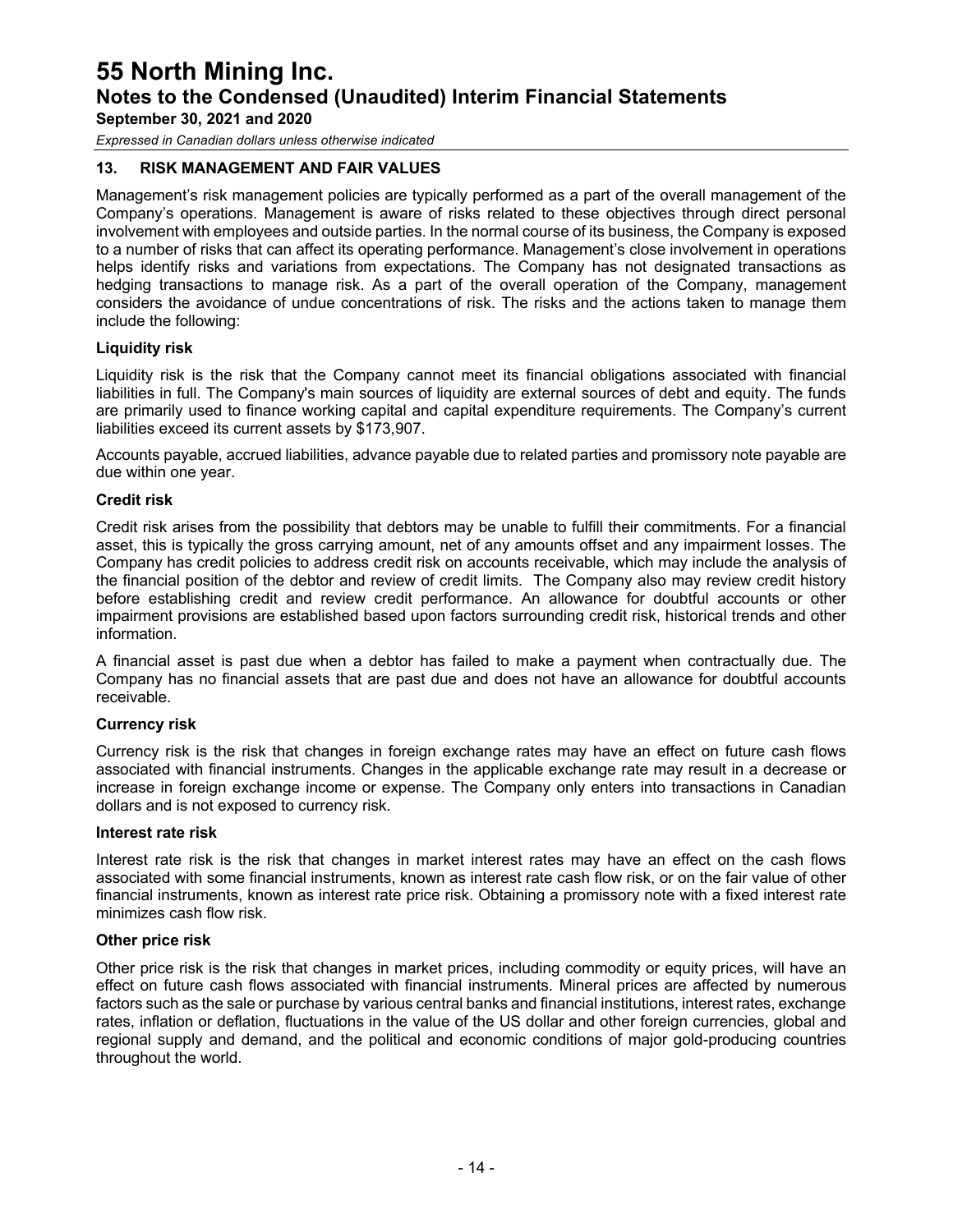## 13. RISK MANAGEMENT AND FAIR VALUES

Management's risk management policies are typically performed as a part of the overall management of the Company's operations. Management is aware of risks related to these objectives through direct personal involvement with employees and outside parties. In the normal course of its business, the Company is exposed to a number of risks that can affect its operating performance. Management's close involvement in operations helps identify risks and variations from expectations. The Company has not designated transactions as hedging transactions to manage risk. As a part of the overall operation of the Company, management considers the avoidance of undue concentrations of risk. The risks and the actions taken to manage them include the following:

**Liquidity risk**

Liquidity risk is the risk that the Company cannot meet its financial obligations associated with financial liabilities in full. The Company's main sources of liquidity are external sources of debt and equity. The funds are primarily used to finance working capital and capital expenditure requirements. The Company's current liabilities exceed its current assets by $173,907.

Accounts payable, accrued liabilities, advance payable due to related parties and promissory note payable are due within one year.

**Credit risk**

Credit risk arises from the possibility that debtors may be unable to fulfill their commitments. For a financial asset, this is typically the gross carrying amount, net of any amounts offset and any impairment losses. The Company has credit policies to address credit risk on accounts receivable, which may include the analysis of the financial position of the debtor and review of credit limits. The Company also may review credit history before establishing credit and review credit performance. An allowance for doubtful accounts or other impairment provisions are established based upon factors surrounding credit risk, historical trends and other information.

A financial asset is past due when a debtor has failed to make a payment when contractually due. The Company has no financial assets that are past due and does not have an allowance for doubtful accounts receivable.

**Currency risk**

Currency risk is the risk that changes in foreign exchange rates may have an effect on future cash flows associated with financial instruments. Changes in the applicable exchange rate may result in a decrease or increase in foreign exchange income or expense. The Company only enters into transactions in Canadian dollars and is not exposed to currency risk.

**Interest rate risk**

Interest rate risk is the risk that changes in market interest rates may have an effect on the cash flows associated with some financial instruments, known as interest rate cash flow risk, or on the fair value of other financial instruments, known as interest rate price risk. Obtaining a promissory note with a fixed interest rate minimizes cash flow risk.

**Other price risk**

Other price risk is the risk that changes in market prices, including commodity or equity prices, will have an effect on future cash flows associated with financial instruments. Mineral prices are affected by numerous factors such as the sale or purchase by various central banks and financial institutions, interest rates, exchange rates, inflation or deflation, fluctuations in the value of the US dollar and other foreign currencies, global and regional supply and demand, and the political and economic conditions of major gold-producing countries throughout the world.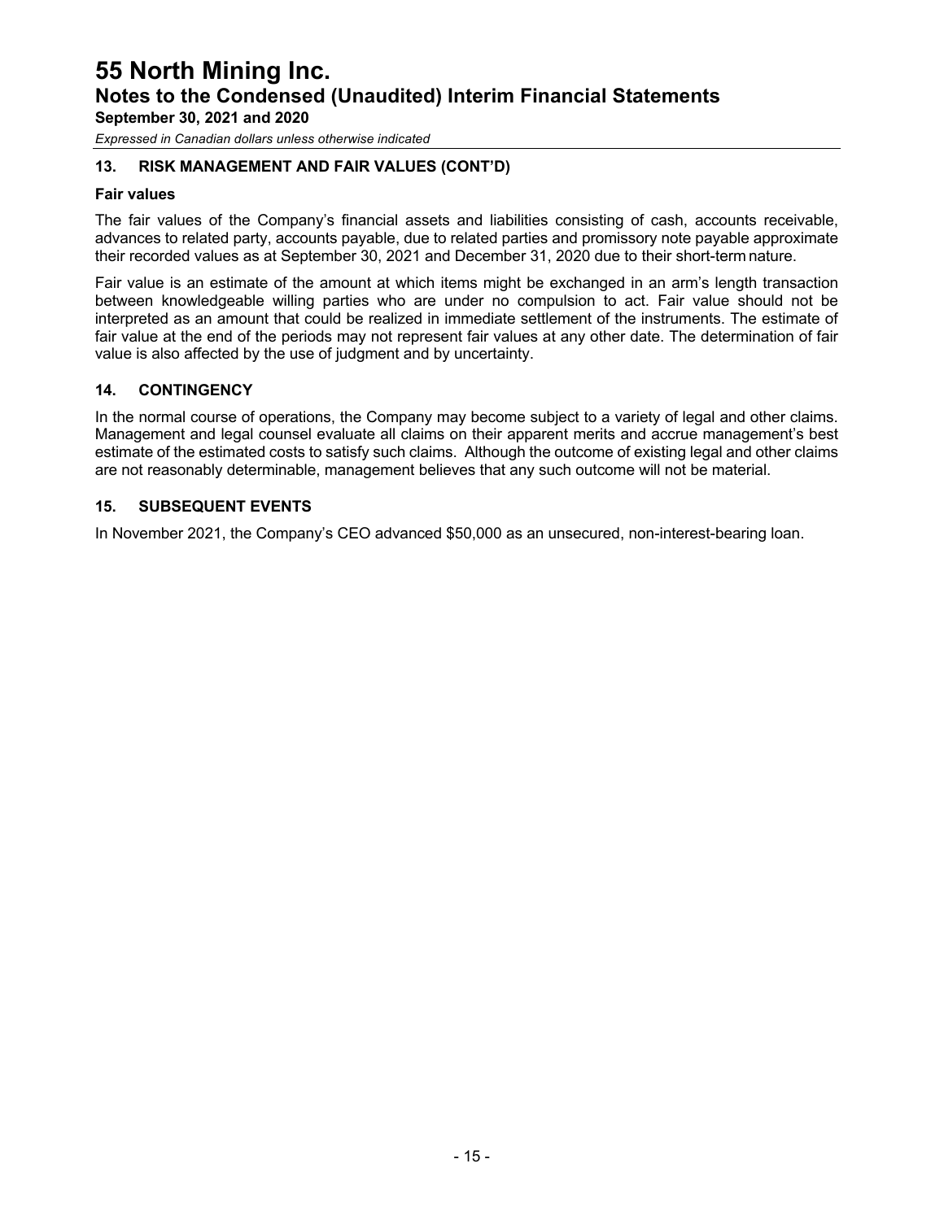## 13. RISK MANAGEMENT AND FAIR VALUES (CONT'D)

### Fair values

The fair values of the Company's financial assets and liabilities consisting of cash, accounts receivable, advances to related party, accounts payable, due to related parties and promissory note payable approximate their recorded values as at September 30, 2021 and December 31, 2020 due to their short-term nature.

Fair value is an estimate of the amount at which items might be exchanged in an arm's length transaction between knowledgeable willing parties who are under no compulsion to act. Fair value should not be interpreted as an amount that could be realized in immediate settlement of the instruments. The estimate of fair value at the end of the periods may not represent fair values at any other date. The determination of fair value is also affected by the use of judgment and by uncertainty.

## 14. CONTINGENCY

In the normal course of operations, the Company may become subject to a variety of legal and other claims. Management and legal counsel evaluate all claims on their apparent merits and accrue management's best estimate of the estimated costs to satisfy such claims. Although the outcome of existing legal and other claims are not reasonably determinable, management believes that any such outcome will not be material.

## 15. SUBSEQUENT EVENTS

In November 2021, the Company's CEO advanced $50,000 as an unsecured, non-interest-bearing loan.